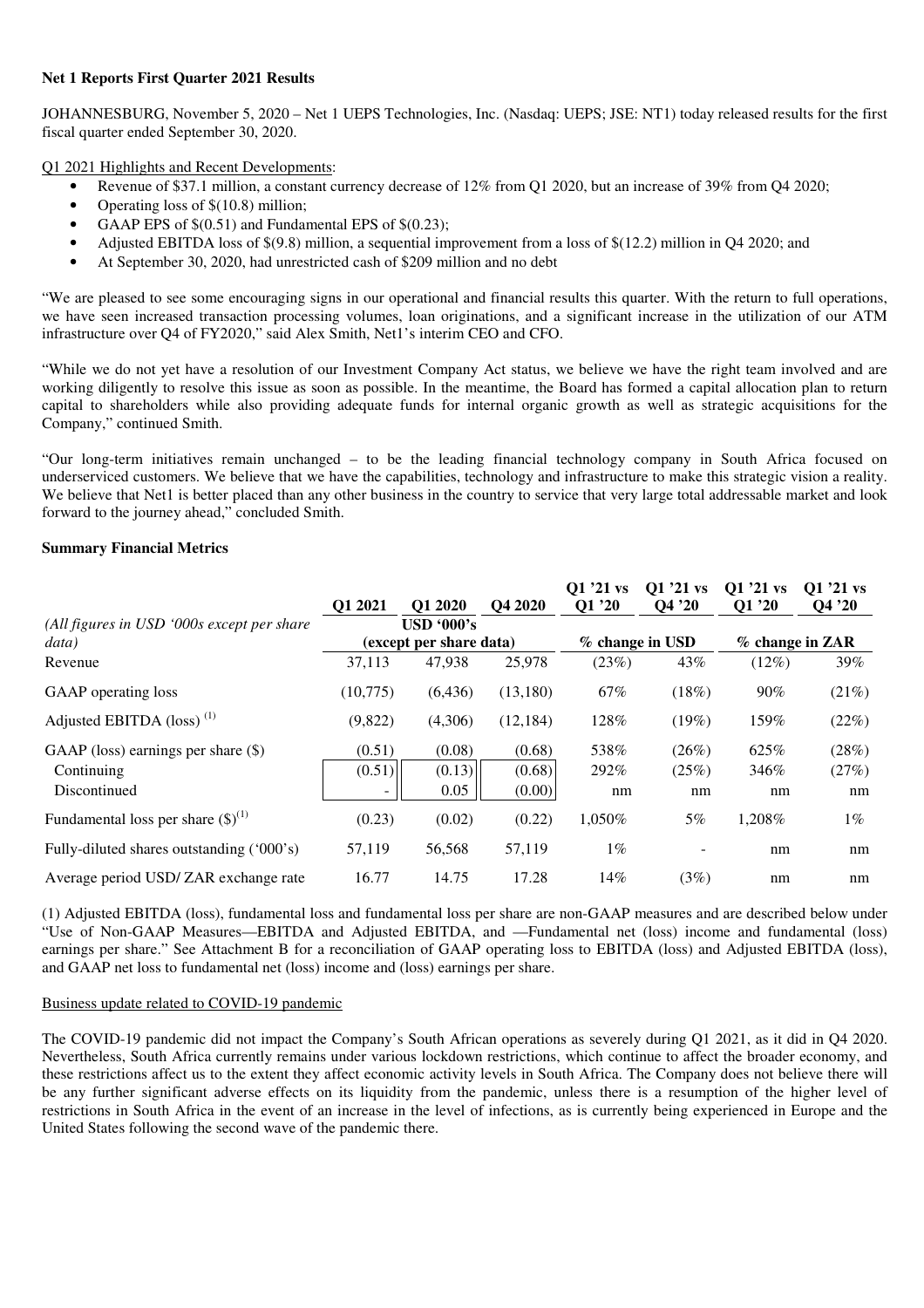**Net 1 Reports First Quarter 2021 Results**

JOHANNESBURG, November 5, 2020 – Net 1 UEPS Technologies, Inc. (Nasdaq: UEPS; JSE: NT1) today released results for the first fiscal quarter ended September 30, 2020.

Q1 2021 Highlights and Recent Developments:

- Revenue of $37.1 million, a constant currency decrease of 12% from Q1 2020, but an increase of 39% from Q4 2020;
- Operating loss of $(10.8) million;
- GAAP EPS of $(0.51) and Fundamental EPS of $(0.23);
- Adjusted EBITDA loss of $(9.8) million, a sequential improvement from a loss of $(12.2) million in Q4 2020; and
- At September 30, 2020, had unrestricted cash of $209 million and no debt

"We are pleased to see some encouraging signs in our operational and financial results this quarter. With the return to full operations, we have seen increased transaction processing volumes, loan originations, and a significant increase in the utilization of our ATM infrastructure over Q4 of FY2020," said Alex Smith, Net1's interim CEO and CFO.

"While we do not yet have a resolution of our Investment Company Act status, we believe we have the right team involved and are working diligently to resolve this issue as soon as possible. In the meantime, the Board has formed a capital allocation plan to return capital to shareholders while also providing adequate funds for internal organic growth as well as strategic acquisitions for the Company," continued Smith.

"Our long-term initiatives remain unchanged – to be the leading financial technology company in South Africa focused on underserviced customers. We believe that we have the capabilities, technology and infrastructure to make this strategic vision a reality. We believe that Net1 is better placed than any other business in the country to service that very large total addressable market and look forward to the journey ahead," concluded Smith.

**Summary Financial Metrics**

| | Q1 2021 | Q1 2020 | Q4 2020 | Q1 '21 vs Q1 '20 | Q1 '21 vs Q4 '20 | Q1 '21 vs Q1 '20 | Q1 '21 vs Q4 '20 |
|---|---|---|---|---|---|---|---|
| *(All figures in USD '000s except per share data)* | USD '000's (except per share data) | | | % change in USD | | % change in ZAR | |
| Revenue | 37,113 | 47,938 | 25,978 | (23%) | 43% | (12%) | 39% |
| GAAP operating loss | (10,775) | (6,436) | (13,180) | 67% | (18%) | 90% | (21%) |
| Adjusted EBITDA (loss) [(1)] | (9,822) | (4,306) | (12,184) | 128% | (19%) | 159% | (22%) |
| GAAP (loss) earnings per share ($) | (0.51) | (0.08) | (0.68) | 538% | (26%) | 625% | (28%) |
| Continuing | (0.51) | (0.13) | (0.68) | 292% | (25%) | 346% | (27%) |
| Discontinued | - | 0.05 | (0.00) | nm | nm | nm | nm |
| Fundamental loss per share ($)[(1)] | (0.23) | (0.02) | (0.22) | 1,050% | 5% | 1,208% | 1% |
| Fully-diluted shares outstanding ('000's) | 57,119 | 56,568 | 57,119 | 1% | - | nm | nm |
| Average period USD/ ZAR exchange rate | 16.77 | 14.75 | 17.28 | 14% | (3%) | nm | nm |

(1) Adjusted EBITDA (loss), fundamental loss and fundamental loss per share are non-GAAP measures and are described below under "Use of Non-GAAP Measures—EBITDA and Adjusted EBITDA, and —Fundamental net (loss) income and fundamental (loss) earnings per share." See Attachment B for a reconciliation of GAAP operating loss to EBITDA (loss) and Adjusted EBITDA (loss), and GAAP net loss to fundamental net (loss) income and (loss) earnings per share.

Business update related to COVID-19 pandemic

The COVID-19 pandemic did not impact the Company's South African operations as severely during Q1 2021, as it did in Q4 2020. Nevertheless, South Africa currently remains under various lockdown restrictions, which continue to affect the broader economy, and these restrictions affect us to the extent they affect economic activity levels in South Africa. The Company does not believe there will be any further significant adverse effects on its liquidity from the pandemic, unless there is a resumption of the higher level of restrictions in South Africa in the event of an increase in the level of infections, as is currently being experienced in Europe and the United States following the second wave of the pandemic there.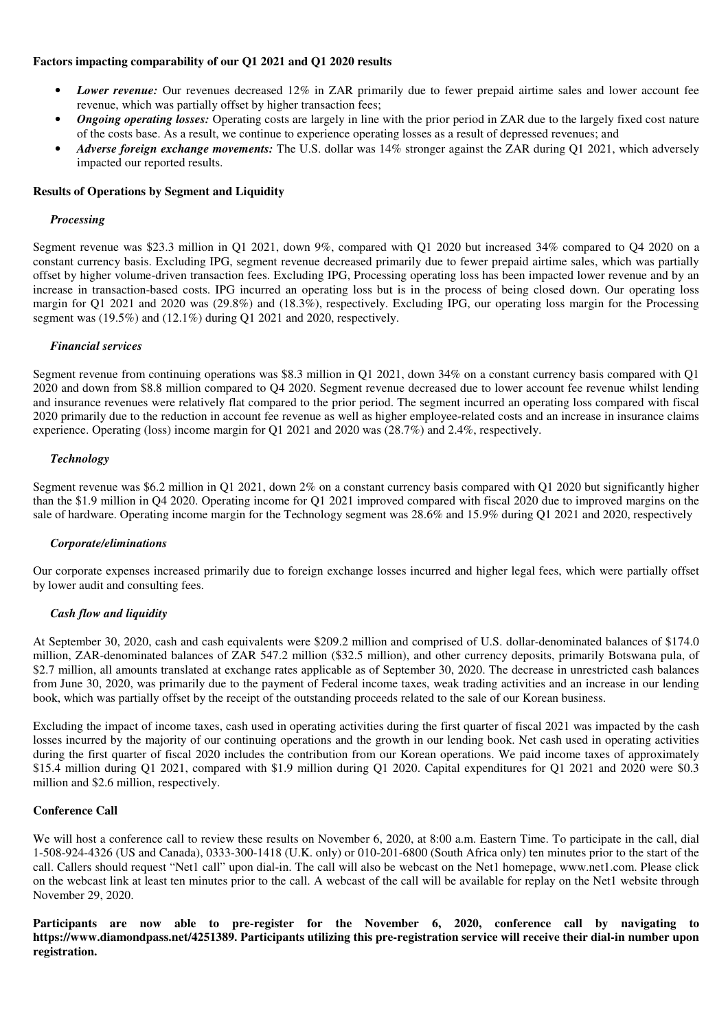**Factors impacting comparability of our Q1 2021 and Q1 2020 results**

- ***Lower revenue:*** Our revenues decreased 12% in ZAR primarily due to fewer prepaid airtime sales and lower account fee revenue, which was partially offset by higher transaction fees;
- ***Ongoing operating losses:*** Operating costs are largely in line with the prior period in ZAR due to the largely fixed cost nature of the costs base. As a result, we continue to experience operating losses as a result of depressed revenues; and
- ***Adverse foreign exchange movements:*** The U.S. dollar was 14% stronger against the ZAR during Q1 2021, which adversely impacted our reported results.

**Results of Operations by Segment and Liquidity**

***Processing***

Segment revenue was $23.3 million in Q1 2021, down 9%, compared with Q1 2020 but increased 34% compared to Q4 2020 on a constant currency basis. Excluding IPG, segment revenue decreased primarily due to fewer prepaid airtime sales, which was partially offset by higher volume-driven transaction fees. Excluding IPG, Processing operating loss has been impacted lower revenue and by an increase in transaction-based costs. IPG incurred an operating loss but is in the process of being closed down. Our operating loss margin for Q1 2021 and 2020 was (29.8%) and (18.3%), respectively. Excluding IPG, our operating loss margin for the Processing segment was (19.5%) and (12.1%) during Q1 2021 and 2020, respectively.

***Financial services***

Segment revenue from continuing operations was $8.3 million in Q1 2021, down 34% on a constant currency basis compared with Q1 2020 and down from $8.8 million compared to Q4 2020. Segment revenue decreased due to lower account fee revenue whilst lending and insurance revenues were relatively flat compared to the prior period. The segment incurred an operating loss compared with fiscal 2020 primarily due to the reduction in account fee revenue as well as higher employee-related costs and an increase in insurance claims experience. Operating (loss) income margin for Q1 2021 and 2020 was (28.7%) and 2.4%, respectively.

***Technology***

Segment revenue was $6.2 million in Q1 2021, down 2% on a constant currency basis compared with Q1 2020 but significantly higher than the $1.9 million in Q4 2020. Operating income for Q1 2021 improved compared with fiscal 2020 due to improved margins on the sale of hardware. Operating income margin for the Technology segment was 28.6% and 15.9% during Q1 2021 and 2020, respectively

***Corporate/eliminations***

Our corporate expenses increased primarily due to foreign exchange losses incurred and higher legal fees, which were partially offset by lower audit and consulting fees.

***Cash flow and liquidity***

At September 30, 2020, cash and cash equivalents were $209.2 million and comprised of U.S. dollar-denominated balances of $174.0 million, ZAR-denominated balances of ZAR 547.2 million ($32.5 million), and other currency deposits, primarily Botswana pula, of $2.7 million, all amounts translated at exchange rates applicable as of September 30, 2020. The decrease in unrestricted cash balances from June 30, 2020, was primarily due to the payment of Federal income taxes, weak trading activities and an increase in our lending book, which was partially offset by the receipt of the outstanding proceeds related to the sale of our Korean business.

Excluding the impact of income taxes, cash used in operating activities during the first quarter of fiscal 2021 was impacted by the cash losses incurred by the majority of our continuing operations and the growth in our lending book. Net cash used in operating activities during the first quarter of fiscal 2020 includes the contribution from our Korean operations. We paid income taxes of approximately $15.4 million during Q1 2021, compared with $1.9 million during Q1 2020. Capital expenditures for Q1 2021 and 2020 were $0.3 million and $2.6 million, respectively.

**Conference Call**

We will host a conference call to review these results on November 6, 2020, at 8:00 a.m. Eastern Time. To participate in the call, dial 1-508-924-4326 (US and Canada), 0333-300-1418 (U.K. only) or 010-201-6800 (South Africa only) ten minutes prior to the start of the call. Callers should request "Net1 call" upon dial-in. The call will also be webcast on the Net1 homepage, www.net1.com. Please click on the webcast link at least ten minutes prior to the call. A webcast of the call will be available for replay on the Net1 website through November 29, 2020.

**Participants are now able to pre-register for the November 6, 2020, conference call by navigating to https://www.diamondpass.net/4251389. Participants utilizing this pre-registration service will receive their dial-in number upon registration.**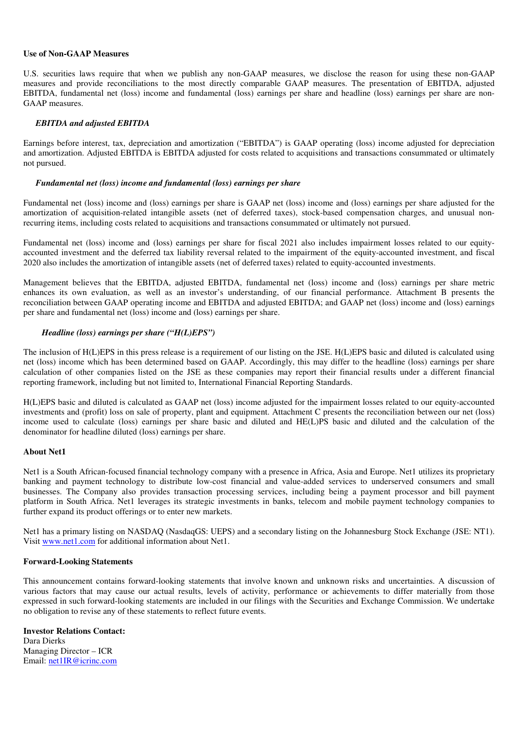**Use of Non-GAAP Measures**

U.S. securities laws require that when we publish any non-GAAP measures, we disclose the reason for using these non-GAAP measures and provide reconciliations to the most directly comparable GAAP measures. The presentation of EBITDA, adjusted EBITDA, fundamental net (loss) income and fundamental (loss) earnings per share and headline (loss) earnings per share are non-GAAP measures.

***EBITDA and adjusted EBITDA***

Earnings before interest, tax, depreciation and amortization ("EBITDA") is GAAP operating (loss) income adjusted for depreciation and amortization. Adjusted EBITDA is EBITDA adjusted for costs related to acquisitions and transactions consummated or ultimately not pursued.

***Fundamental net (loss) income and fundamental (loss) earnings per share***

Fundamental net (loss) income and (loss) earnings per share is GAAP net (loss) income and (loss) earnings per share adjusted for the amortization of acquisition-related intangible assets (net of deferred taxes), stock-based compensation charges, and unusual non-recurring items, including costs related to acquisitions and transactions consummated or ultimately not pursued.

Fundamental net (loss) income and (loss) earnings per share for fiscal 2021 also includes impairment losses related to our equity-accounted investment and the deferred tax liability reversal related to the impairment of the equity-accounted investment, and fiscal 2020 also includes the amortization of intangible assets (net of deferred taxes) related to equity-accounted investments.

Management believes that the EBITDA, adjusted EBITDA, fundamental net (loss) income and (loss) earnings per share metric enhances its own evaluation, as well as an investor's understanding, of our financial performance. Attachment B presents the reconciliation between GAAP operating income and EBITDA and adjusted EBITDA; and GAAP net (loss) income and (loss) earnings per share and fundamental net (loss) income and (loss) earnings per share.

***Headline (loss) earnings per share ("H(L)EPS")***

The inclusion of H(L)EPS in this press release is a requirement of our listing on the JSE. H(L)EPS basic and diluted is calculated using net (loss) income which has been determined based on GAAP. Accordingly, this may differ to the headline (loss) earnings per share calculation of other companies listed on the JSE as these companies may report their financial results under a different financial reporting framework, including but not limited to, International Financial Reporting Standards.

H(L)EPS basic and diluted is calculated as GAAP net (loss) income adjusted for the impairment losses related to our equity-accounted investments and (profit) loss on sale of property, plant and equipment. Attachment C presents the reconciliation between our net (loss) income used to calculate (loss) earnings per share basic and diluted and HE(L)PS basic and diluted and the calculation of the denominator for headline diluted (loss) earnings per share.

**About Net1**

Net1 is a South African-focused financial technology company with a presence in Africa, Asia and Europe. Net1 utilizes its proprietary banking and payment technology to distribute low-cost financial and value-added services to underserved consumers and small businesses. The Company also provides transaction processing services, including being a payment processor and bill payment platform in South Africa. Net1 leverages its strategic investments in banks, telecom and mobile payment technology companies to further expand its product offerings or to enter new markets.

Net1 has a primary listing on NASDAQ (NasdaqGS: UEPS) and a secondary listing on the Johannesburg Stock Exchange (JSE: NT1). Visit [www.net1.com](www.net1.com) for additional information about Net1.

**Forward-Looking Statements**

This announcement contains forward-looking statements that involve known and unknown risks and uncertainties. A discussion of various factors that may cause our actual results, levels of activity, performance or achievements to differ materially from those expressed in such forward-looking statements are included in our filings with the Securities and Exchange Commission. We undertake no obligation to revise any of these statements to reflect future events.

**Investor Relations Contact:**
Dara Dierks
Managing Director – ICR
Email: [net1IR@icrinc.com](mailto:net1IR@icrinc.com)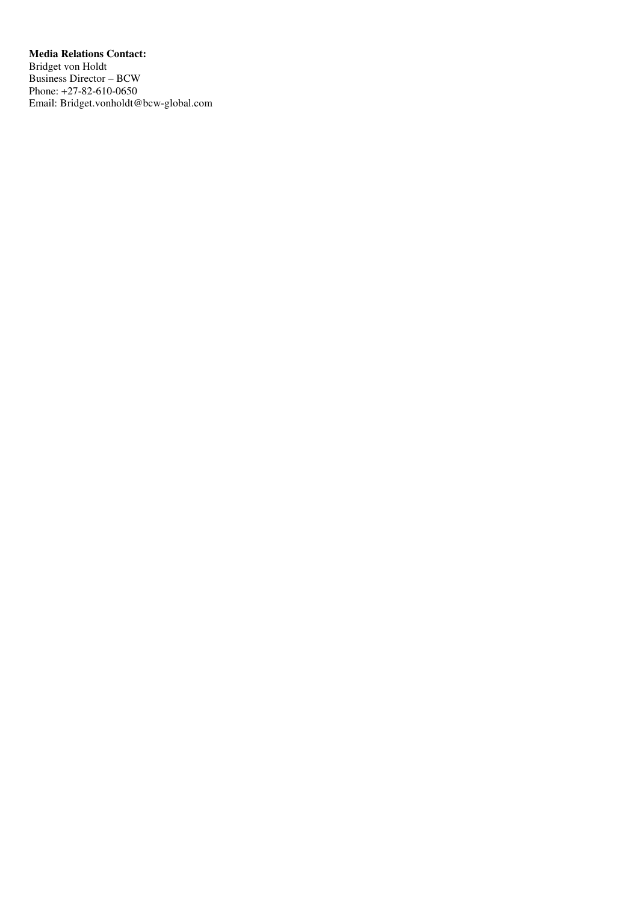**Media Relations Contact:**
Bridget von Holdt
Business Director – BCW
Phone: +27-82-610-0650
Email: Bridget.vonholdt@bcw-global.com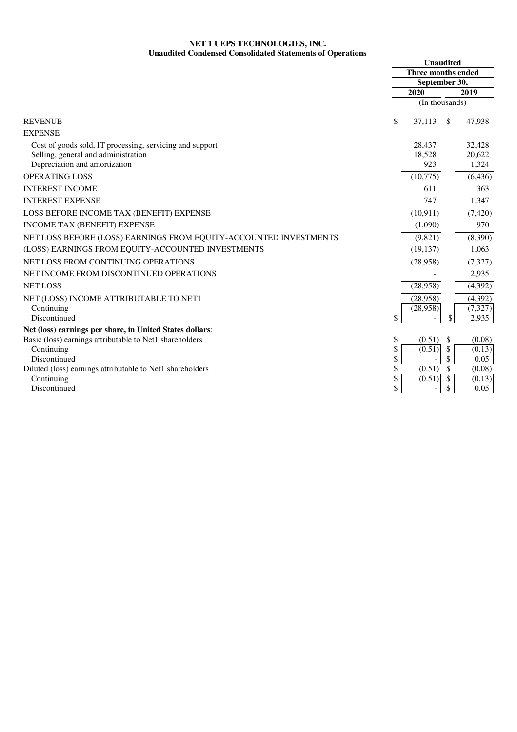**NET 1 UEPS TECHNOLOGIES, INC.**
**Unaudited Condensed Consolidated Statements of Operations**

| | Unaudited | |
|---|---|---|
| | Three months ended September 30, | |
| | 2020 | 2019 |
| | (In thousands) | |
| REVENUE | $ 37,113 | $ 47,938 |
| EXPENSE | | |
| Cost of goods sold, IT processing, servicing and support | 28,437 | 32,428 |
| Selling, general and administration | 18,528 | 20,622 |
| Depreciation and amortization | 923 | 1,324 |
| OPERATING LOSS | (10,775) | (6,436) |
| INTEREST INCOME | 611 | 363 |
| INTEREST EXPENSE | 747 | 1,347 |
| LOSS BEFORE INCOME TAX (BENEFIT) EXPENSE | (10,911) | (7,420) |
| INCOME TAX (BENEFIT) EXPENSE | (1,090) | 970 |
| NET LOSS BEFORE (LOSS) EARNINGS FROM EQUITY-ACCOUNTED INVESTMENTS | (9,821) | (8,390) |
| (LOSS) EARNINGS FROM EQUITY-ACCOUNTED INVESTMENTS | (19,137) | 1,063 |
| NET LOSS FROM CONTINUING OPERATIONS | (28,958) | (7,327) |
| NET INCOME FROM DISCONTINUED OPERATIONS | - | 2,935 |
| NET LOSS | (28,958) | (4,392) |
| NET (LOSS) INCOME ATTRIBUTABLE TO NET1 | (28,958) | (4,392) |
| Continuing | (28,958) | (7,327) |
| Discontinued | $ - | $ 2,935 |
| **Net (loss) earnings per share, in United States dollars**: | | |
| Basic (loss) earnings attributable to Net1 shareholders | $ (0.51) | $ (0.08) |
| Continuing | $ (0.51) | $ (0.13) |
| Discontinued | $ - | $ 0.05 |
| Diluted (loss) earnings attributable to Net1 shareholders | $ (0.51) | $ (0.08) |
| Continuing | $ (0.51) | $ (0.13) |
| Discontinued | $ - | $ 0.05 |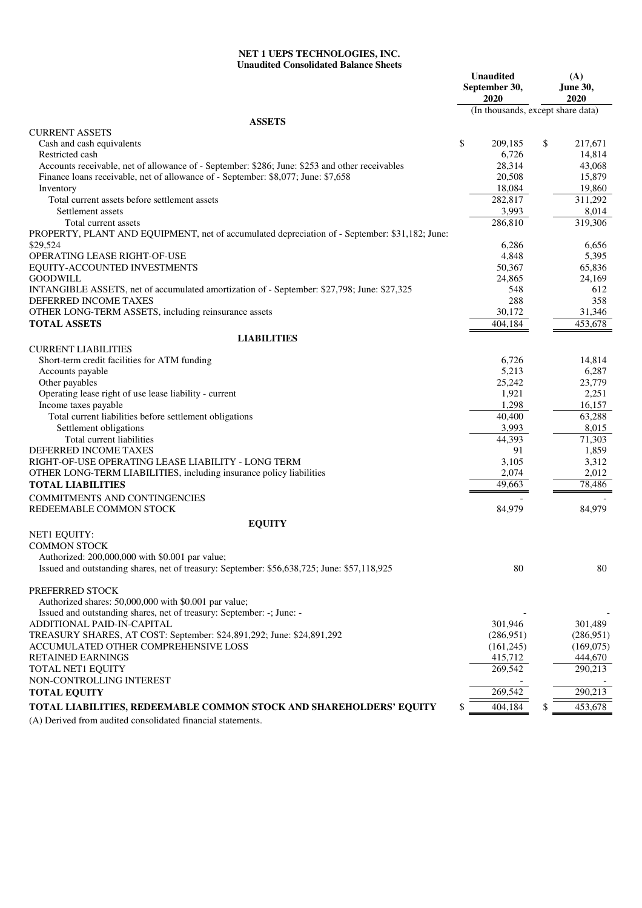**NET 1 UEPS TECHNOLOGIES, INC.**
**Unaudited Consolidated Balance Sheets**

| | Unaudited September 30, 2020 | (A) June 30, 2020 |
|---|---|---|
| | (In thousands, except share data) | |
| **ASSETS** | | |
| CURRENT ASSETS | | |
| Cash and cash equivalents | $ 209,185 | $ 217,671 |
| Restricted cash | 6,726 | 14,814 |
| Accounts receivable, net of allowance of - September: $286; June: $253 and other receivables | 28,314 | 43,068 |
| Finance loans receivable, net of allowance of - September: $8,077; June: $7,658 | 20,508 | 15,879 |
| Inventory | 18,084 | 19,860 |
| Total current assets before settlement assets | 282,817 | 311,292 |
| Settlement assets | 3,993 | 8,014 |
| Total current assets | 286,810 | 319,306 |
| PROPERTY, PLANT AND EQUIPMENT, net of accumulated depreciation of - September: $31,182; June: $29,524 | 6,286 | 6,656 |
| OPERATING LEASE RIGHT-OF-USE | 4,848 | 5,395 |
| EQUITY-ACCOUNTED INVESTMENTS | 50,367 | 65,836 |
| GOODWILL | 24,865 | 24,169 |
| INTANGIBLE ASSETS, net of accumulated amortization of - September: $27,798; June: $27,325 | 548 | 612 |
| DEFERRED INCOME TAXES | 288 | 358 |
| OTHER LONG-TERM ASSETS, including reinsurance assets | 30,172 | 31,346 |
| **TOTAL ASSETS** | 404,184 | 453,678 |
| **LIABILITIES** | | |
| CURRENT LIABILITIES | | |
| Short-term credit facilities for ATM funding | 6,726 | 14,814 |
| Accounts payable | 5,213 | 6,287 |
| Other payables | 25,242 | 23,779 |
| Operating lease right of use lease liability - current | 1,921 | 2,251 |
| Income taxes payable | 1,298 | 16,157 |
| Total current liabilities before settlement obligations | 40,400 | 63,288 |
| Settlement obligations | 3,993 | 8,015 |
| Total current liabilities | 44,393 | 71,303 |
| DEFERRED INCOME TAXES | 91 | 1,859 |
| RIGHT-OF-USE OPERATING LEASE LIABILITY - LONG TERM | 3,105 | 3,312 |
| OTHER LONG-TERM LIABILITIES, including insurance policy liabilities | 2,074 | 2,012 |
| **TOTAL LIABILITIES** | 49,663 | 78,486 |
| COMMITMENTS AND CONTINGENCIES | - | - |
| REDEEMABLE COMMON STOCK | 84,979 | 84,979 |
| **EQUITY** | | |
| NET1 EQUITY: | | |
| COMMON STOCK | | |
| Authorized: 200,000,000 with $0.001 par value; | | |
| Issued and outstanding shares, net of treasury: September: $56,638,725; June: $57,118,925 | 80 | 80 |
| PREFERRED STOCK | | |
| Authorized shares: 50,000,000 with $0.001 par value; | | |
| Issued and outstanding shares, net of treasury: September: -; June: - | - | - |
| ADDITIONAL PAID-IN-CAPITAL | 301,946 | 301,489 |
| TREASURY SHARES, AT COST: September: $24,891,292; June: $24,891,292 | (286,951) | (286,951) |
| ACCUMULATED OTHER COMPREHENSIVE LOSS | (161,245) | (169,075) |
| RETAINED EARNINGS | 415,712 | 444,670 |
| TOTAL NET1 EQUITY | 269,542 | 290,213 |
| NON-CONTROLLING INTEREST | - | - |
| **TOTAL EQUITY** | 269,542 | 290,213 |
| **TOTAL LIABILITIES, REDEEMABLE COMMON STOCK AND SHAREHOLDERS' EQUITY** | $ 404,184 | $ 453,678 |

(A) Derived from audited consolidated financial statements.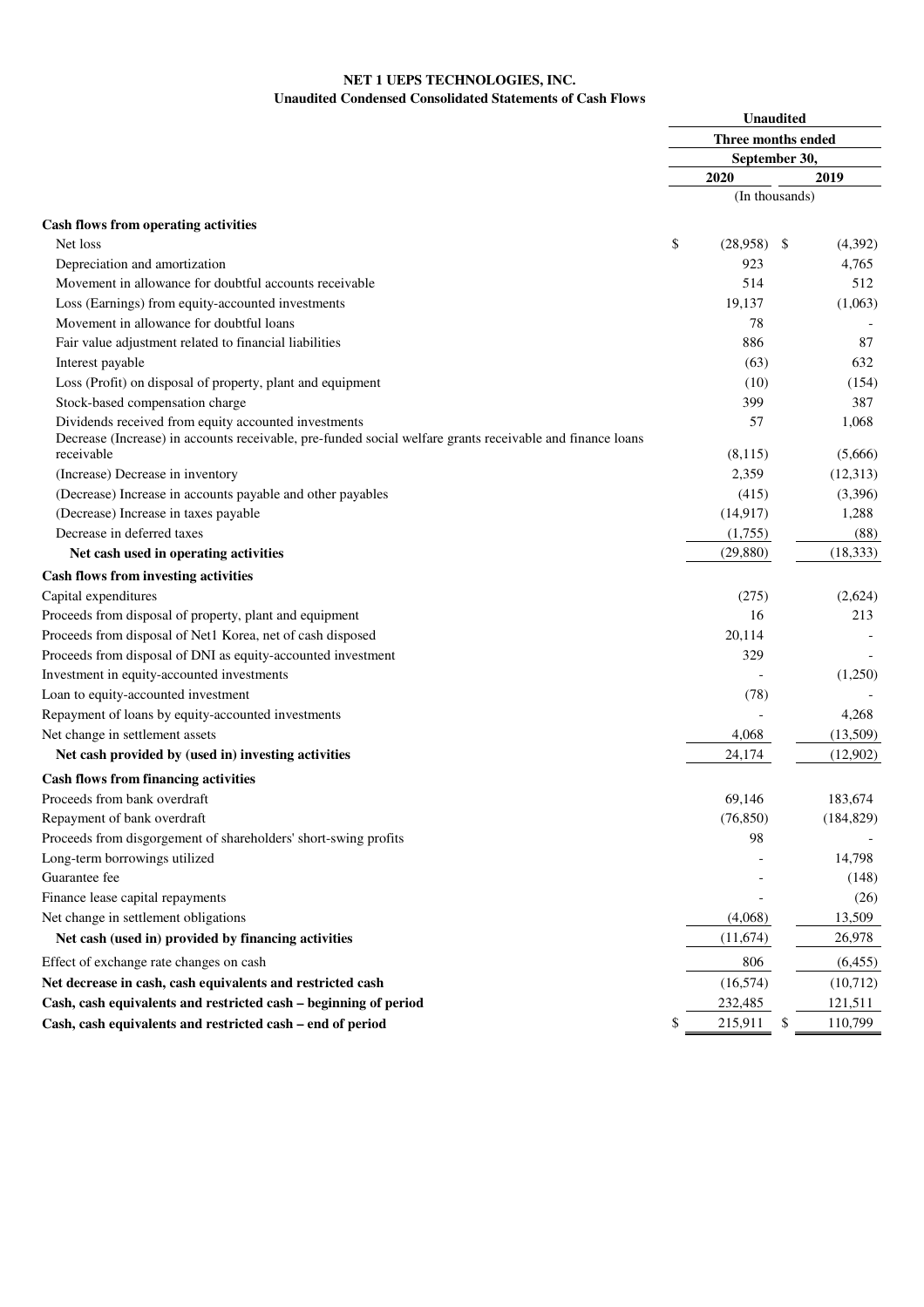**NET 1 UEPS TECHNOLOGIES, INC.**
**Unaudited Condensed Consolidated Statements of Cash Flows**

| | Unaudited | |
|---|---|---|
| | Three months ended | |
| | September 30, | |
| | 2020 | 2019 |
| | (In thousands) | |
| **Cash flows from operating activities** | | |
| Net loss | $ (28,958) | $ (4,392) |
| Depreciation and amortization | 923 | 4,765 |
| Movement in allowance for doubtful accounts receivable | 514 | 512 |
| Loss (Earnings) from equity-accounted investments | 19,137 | (1,063) |
| Movement in allowance for doubtful loans | 78 | - |
| Fair value adjustment related to financial liabilities | 886 | 87 |
| Interest payable | (63) | 632 |
| Loss (Profit) on disposal of property, plant and equipment | (10) | (154) |
| Stock-based compensation charge | 399 | 387 |
| Dividends received from equity accounted investments | 57 | 1,068 |
| Decrease (Increase) in accounts receivable, pre-funded social welfare grants receivable and finance loans receivable | (8,115) | (5,666) |
| (Increase) Decrease in inventory | 2,359 | (12,313) |
| (Decrease) Increase in accounts payable and other payables | (415) | (3,396) |
| (Decrease) Increase in taxes payable | (14,917) | 1,288 |
| Decrease in deferred taxes | (1,755) | (88) |
| **Net cash used in operating activities** | (29,880) | (18,333) |
| **Cash flows from investing activities** | | |
| Capital expenditures | (275) | (2,624) |
| Proceeds from disposal of property, plant and equipment | 16 | 213 |
| Proceeds from disposal of Net1 Korea, net of cash disposed | 20,114 | - |
| Proceeds from disposal of DNI as equity-accounted investment | 329 | - |
| Investment in equity-accounted investments | - | (1,250) |
| Loan to equity-accounted investment | (78) | - |
| Repayment of loans by equity-accounted investments | - | 4,268 |
| Net change in settlement assets | 4,068 | (13,509) |
| **Net cash provided by (used in) investing activities** | 24,174 | (12,902) |
| **Cash flows from financing activities** | | |
| Proceeds from bank overdraft | 69,146 | 183,674 |
| Repayment of bank overdraft | (76,850) | (184,829) |
| Proceeds from disgorgement of shareholders' short-swing profits | 98 | - |
| Long-term borrowings utilized | - | 14,798 |
| Guarantee fee | - | (148) |
| Finance lease capital repayments | - | (26) |
| Net change in settlement obligations | (4,068) | 13,509 |
| **Net cash (used in) provided by financing activities** | (11,674) | 26,978 |
| Effect of exchange rate changes on cash | 806 | (6,455) |
| **Net decrease in cash, cash equivalents and restricted cash** | (16,574) | (10,712) |
| **Cash, cash equivalents and restricted cash – beginning of period** | 232,485 | 121,511 |
| **Cash, cash equivalents and restricted cash – end of period** | $ 215,911 | $ 110,799 |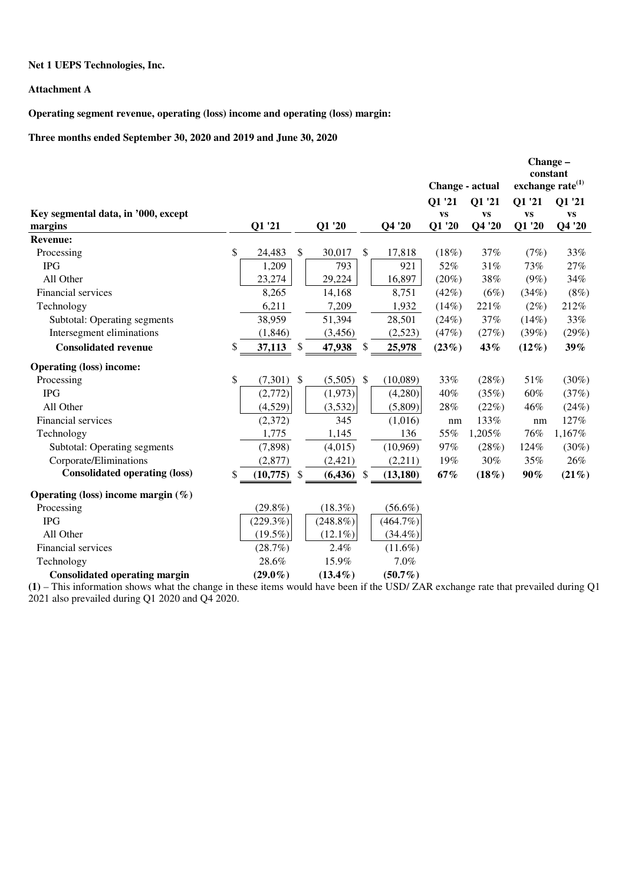**Net 1 UEPS Technologies, Inc.**

**Attachment A**

**Operating segment revenue, operating (loss) income and operating (loss) margin:**

**Three months ended September 30, 2020 and 2019 and June 30, 2020**

| Key segmental data, in '000, except margins | Q1 '21 | Q1 '20 | Q4 '20 | Change - actual Q1 '21 vs Q1 '20 | Change - actual Q1 '21 vs Q4 '20 | Change – constant exchange rate[(1)] Q1 '21 vs Q1 '20 | Change – constant exchange rate[(1)] Q1 '21 vs Q4 '20 |
|---|---|---|---|---|---|---|---|
| **Revenue:** | | | | | | | |
| Processing | $ 24,483 | $ 30,017 | $ 17,818 | (18%) | 37% | (7%) | 33% |
| IPG | 1,209 | 793 | 921 | 52% | 31% | 73% | 27% |
| All Other | 23,274 | 29,224 | 16,897 | (20%) | 38% | (9%) | 34% |
| Financial services | 8,265 | 14,168 | 8,751 | (42%) | (6%) | (34%) | (8%) |
| Technology | 6,211 | 7,209 | 1,932 | (14%) | 221% | (2%) | 212% |
| Subtotal: Operating segments | 38,959 | 51,394 | 28,501 | (24%) | 37% | (14%) | 33% |
| Intersegment eliminations | (1,846) | (3,456) | (2,523) | (47%) | (27%) | (39%) | (29%) |
| **Consolidated revenue** | **$ 37,113** | **$ 47,938** | **$ 25,978** | **(23%)** | **43%** | **(12%)** | **39%** |
| **Operating (loss) income:** | | | | | | | |
| Processing | $ (7,301) | $ (5,505) | $ (10,089) | 33% | (28%) | 51% | (30%) |
| IPG | (2,772) | (1,973) | (4,280) | 40% | (35%) | 60% | (37%) |
| All Other | (4,529) | (3,532) | (5,809) | 28% | (22%) | 46% | (24%) |
| Financial services | (2,372) | 345 | (1,016) | nm | 133% | nm | 127% |
| Technology | 1,775 | 1,145 | 136 | 55% | 1,205% | 76% | 1,167% |
| Subtotal: Operating segments | (7,898) | (4,015) | (10,969) | 97% | (28%) | 124% | (30%) |
| Corporate/Eliminations | (2,877) | (2,421) | (2,211) | 19% | 30% | 35% | 26% |
| **Consolidated operating (loss)** | **$ (10,775)** | **$ (6,436)** | **$ (13,180)** | **67%** | **(18%)** | **90%** | **(21%)** |
| **Operating (loss) income margin (%)** | | | | | | | |
| Processing | (29.8%) | (18.3%) | (56.6%) | | | | |
| IPG | (229.3%) | (248.8%) | (464.7%) | | | | |
| All Other | (19.5%) | (12.1%) | (34.4%) | | | | |
| Financial services | (28.7%) | 2.4% | (11.6%) | | | | |
| Technology | 28.6% | 15.9% | 7.0% | | | | |
| **Consolidated operating margin** | **(29.0%)** | **(13.4%)** | **(50.7%)** | | | | |

**(1)** – This information shows what the change in these items would have been if the USD/ ZAR exchange rate that prevailed during Q1 2021 also prevailed during Q1 2020 and Q4 2020.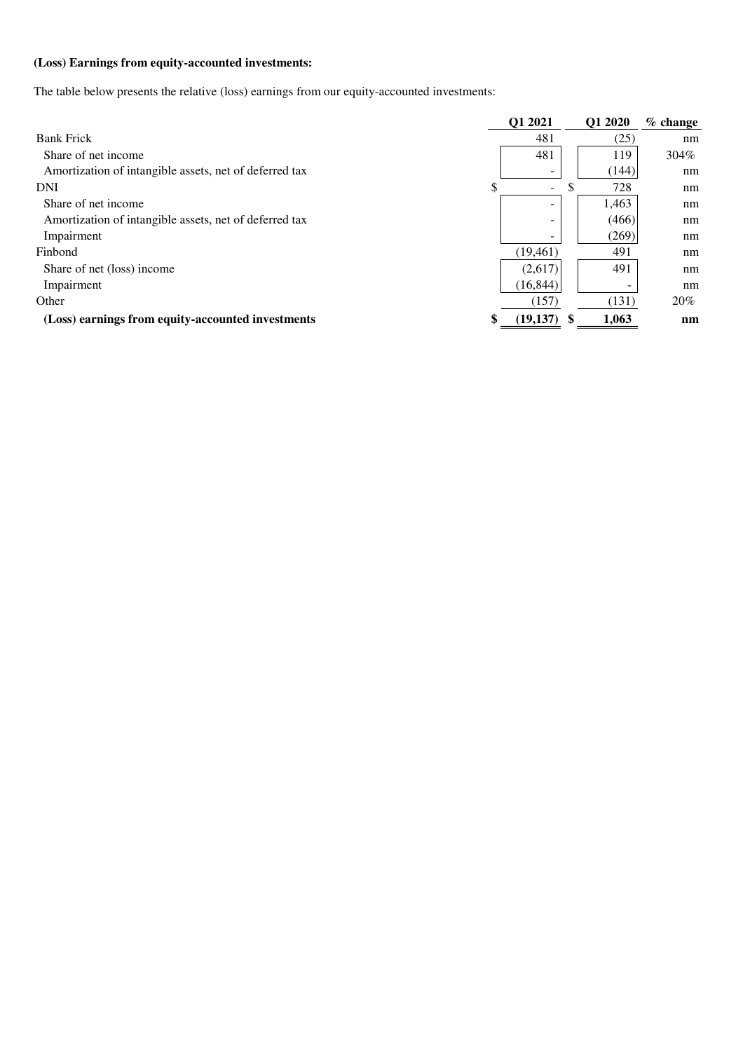**(Loss) Earnings from equity-accounted investments:**

The table below presents the relative (loss) earnings from our equity-accounted investments:

| | Q1 2021 | Q1 2020 | % change |
|---|---|---|---|
| Bank Frick | 481 | (25) | nm |
| Share of net income | 481 | 119 | 304% |
| Amortization of intangible assets, net of deferred tax | - | (144) | nm |
| DNI | $ - | $ 728 | nm |
| Share of net income | - | 1,463 | nm |
| Amortization of intangible assets, net of deferred tax | - | (466) | nm |
| Impairment | - | (269) | nm |
| Finbond | (19,461) | 491 | nm |
| Share of net (loss) income | (2,617) | 491 | nm |
| Impairment | (16,844) | - | nm |
| Other | (157) | (131) | 20% |
| **(Loss) earnings from equity-accounted investments** | **$ (19,137)** | **$ 1,063** | **nm** |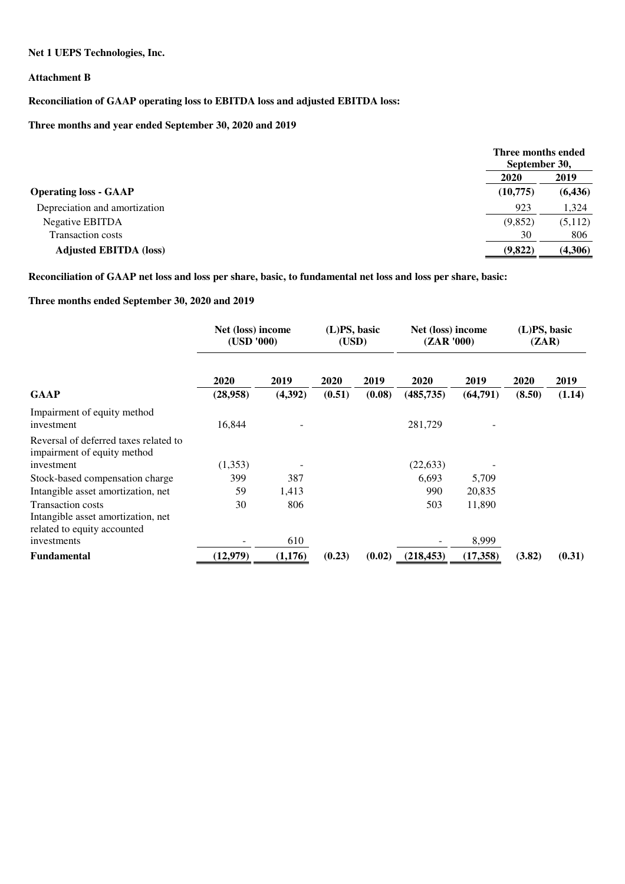**Net 1 UEPS Technologies, Inc.**

**Attachment B**

**Reconciliation of GAAP operating loss to EBITDA loss and adjusted EBITDA loss:**

**Three months and year ended September 30, 2020 and 2019**

| | Three months ended September 30, | |
|---|---|---|
| | **2020** | **2019** |
| **Operating loss - GAAP** | **(10,775)** | **(6,436)** |
| Depreciation and amortization | 923 | 1,324 |
| Negative EBITDA | (9,852) | (5,112) |
| Transaction costs | 30 | 806 |
| **Adjusted EBITDA (loss)** | **(9,822)** | **(4,306)** |

**Reconciliation of GAAP net loss and loss per share, basic, to fundamental net loss and loss per share, basic:**

**Three months ended September 30, 2020 and 2019**

| | Net (loss) income (USD '000) | | (L)PS, basic (USD) | | Net (loss) income (ZAR '000) | | (L)PS, basic (ZAR) | |
|---|---|---|---|---|---|---|---|---|
| | **2020** | **2019** | **2020** | **2019** | **2020** | **2019** | **2020** | **2019** |
| **GAAP** | **(28,958)** | **(4,392)** | **(0.51)** | **(0.08)** | **(485,735)** | **(64,791)** | **(8.50)** | **(1.14)** |
| Impairment of equity method investment | 16,844 | - | | | 281,729 | - | | |
| Reversal of deferred taxes related to impairment of equity method investment | (1,353) | - | | | (22,633) | - | | |
| Stock-based compensation charge | 399 | 387 | | | 6,693 | 5,709 | | |
| Intangible asset amortization, net | 59 | 1,413 | | | 990 | 20,835 | | |
| Transaction costs | 30 | 806 | | | 503 | 11,890 | | |
| Intangible asset amortization, net related to equity accounted investments | - | 610 | | | - | 8,999 | | |
| **Fundamental** | **(12,979)** | **(1,176)** | **(0.23)** | **(0.02)** | **(218,453)** | **(17,358)** | **(3.82)** | **(0.31)** |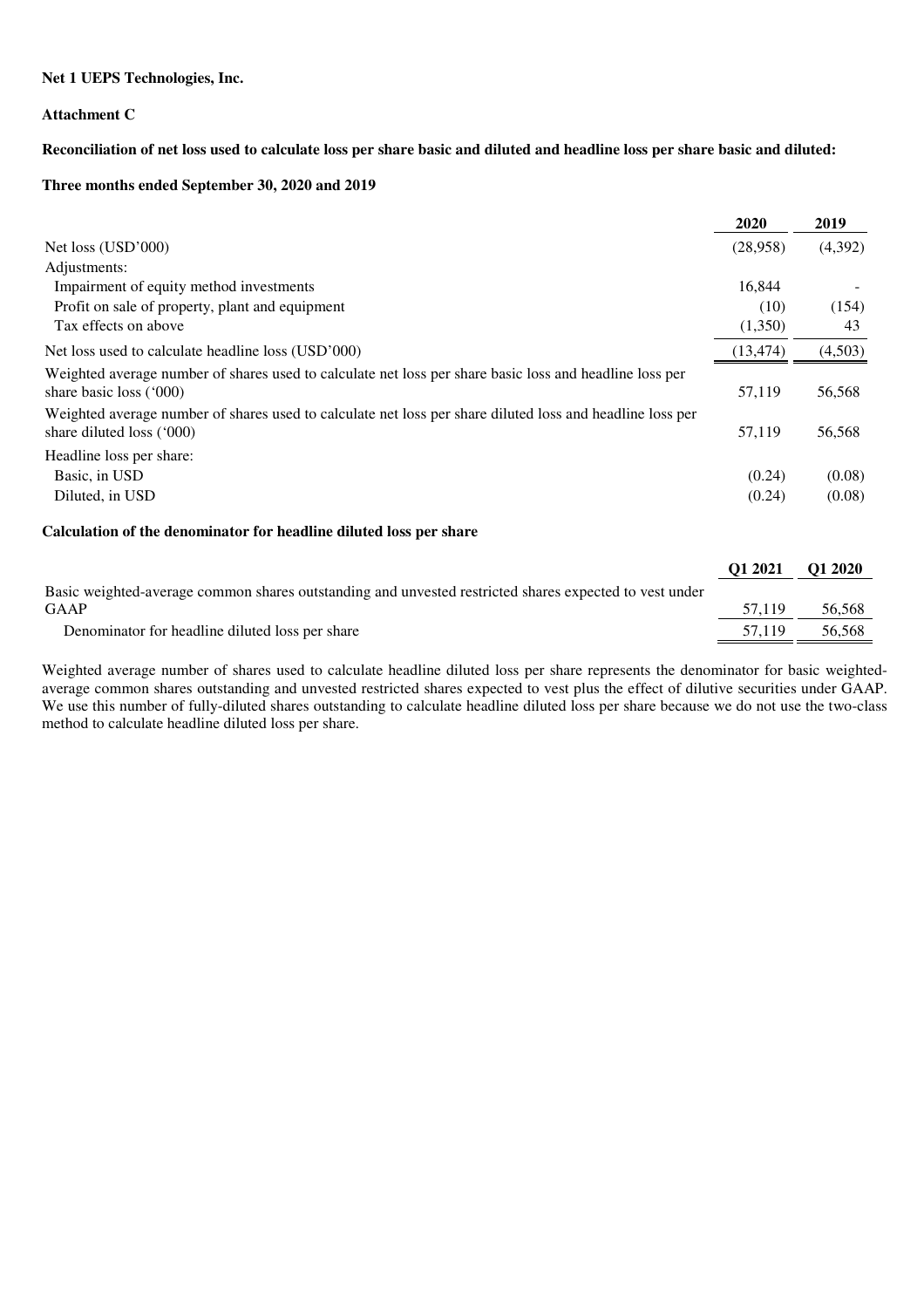**Net 1 UEPS Technologies, Inc.**

**Attachment C**

**Reconciliation of net loss used to calculate loss per share basic and diluted and headline loss per share basic and diluted:**

**Three months ended September 30, 2020 and 2019**

| | 2020 | 2019 |
|---|---|---|
| Net loss (USD'000) | (28,958) | (4,392) |
| Adjustments: | | |
| Impairment of equity method investments | 16,844 | - |
| Profit on sale of property, plant and equipment | (10) | (154) |
| Tax effects on above | (1,350) | 43 |
| Net loss used to calculate headline loss (USD'000) | (13,474) | (4,503) |
| Weighted average number of shares used to calculate net loss per share basic loss and headline loss per share basic loss ('000) | 57,119 | 56,568 |
| Weighted average number of shares used to calculate net loss per share diluted loss and headline loss per share diluted loss ('000) | 57,119 | 56,568 |
| Headline loss per share: | | |
| Basic, in USD | (0.24) | (0.08) |
| Diluted, in USD | (0.24) | (0.08) |

**Calculation of the denominator for headline diluted loss per share**

| | Q1 2021 | Q1 2020 |
|---|---|---|
| Basic weighted-average common shares outstanding and unvested restricted shares expected to vest under GAAP | 57,119 | 56,568 |
| Denominator for headline diluted loss per share | 57,119 | 56,568 |

Weighted average number of shares used to calculate headline diluted loss per share represents the denominator for basic weighted-average common shares outstanding and unvested restricted shares expected to vest plus the effect of dilutive securities under GAAP. We use this number of fully-diluted shares outstanding to calculate headline diluted loss per share because we do not use the two-class method to calculate headline diluted loss per share.